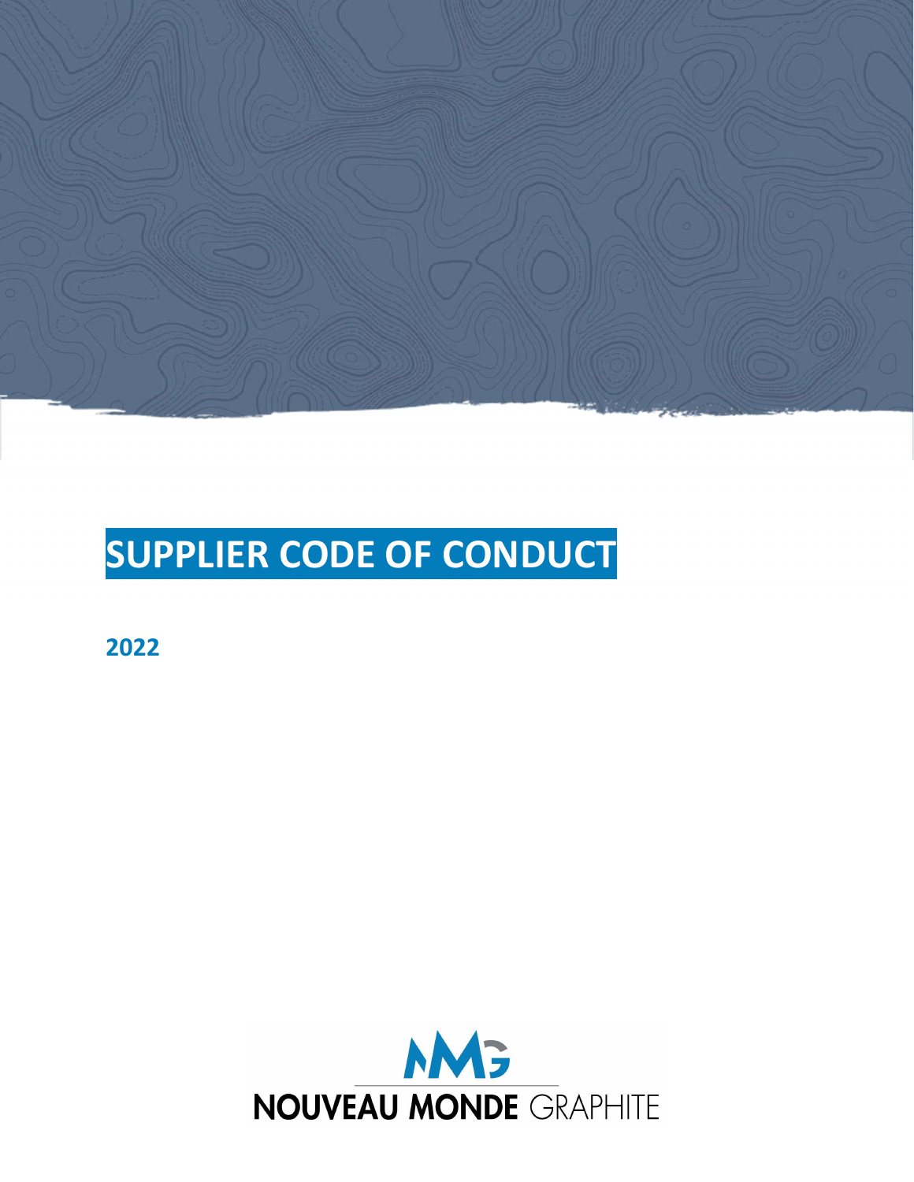# SUPPLIER CODE OF CONDUCT

**2022**

NOUVEAU MONDE GRAPHITE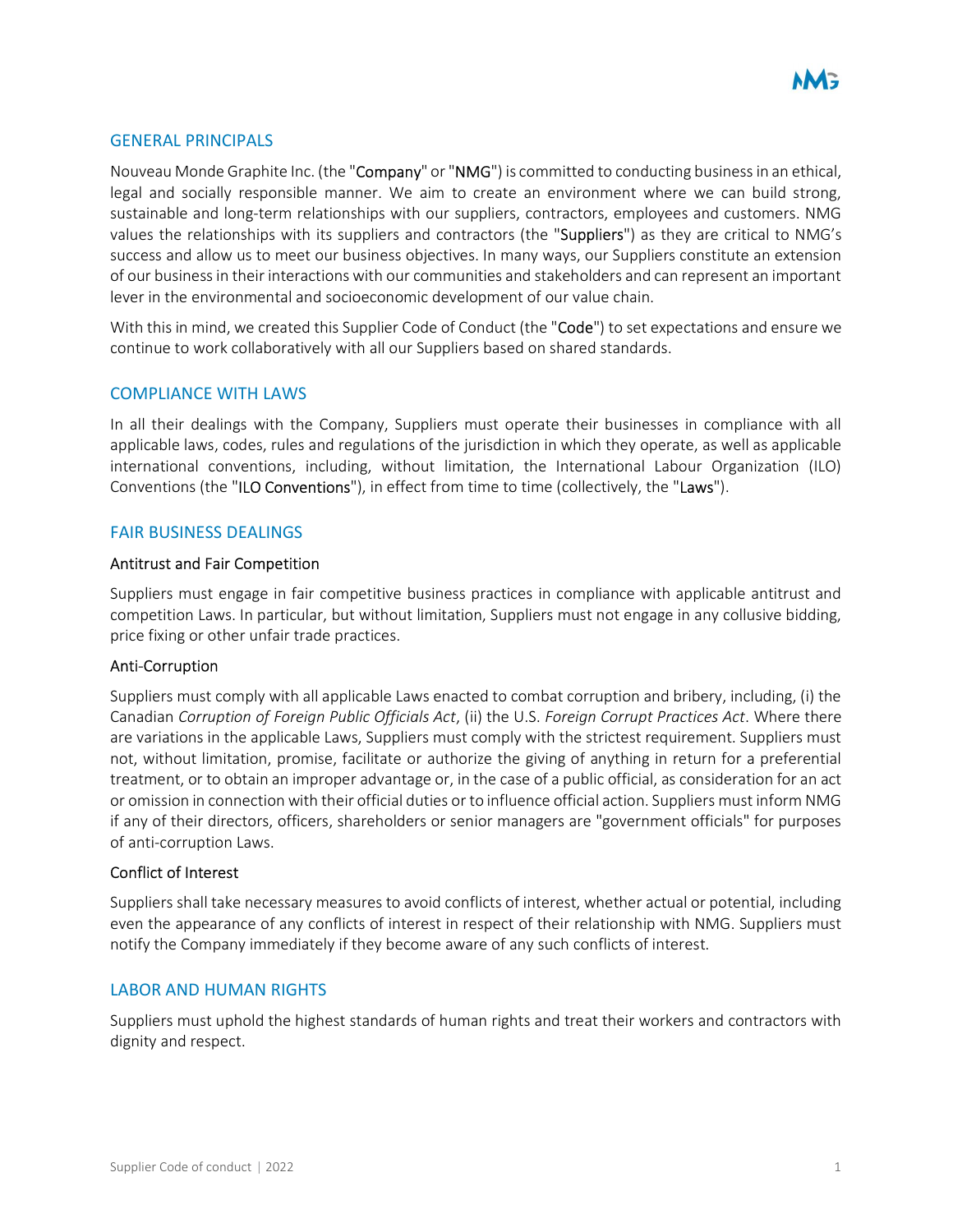## GENERAL PRINCIPALS

Nouveau Monde Graphite Inc. (the "Company" or "NMG") is committed to conducting business in an ethical, legal and socially responsible manner. We aim to create an environment where we can build strong, sustainable and long-term relationships with our suppliers, contractors, employees and customers. NMG values the relationships with its suppliers and contractors (the "Suppliers") as they are critical to NMG's success and allow us to meet our business objectives. In many ways, our Suppliers constitute an extension of our business in their interactions with our communities and stakeholders and can represent an important lever in the environmental and socioeconomic development of our value chain.

With this in mind, we created this Supplier Code of Conduct (the "Code") to set expectations and ensure we continue to work collaboratively with all our Suppliers based on shared standards.

## COMPLIANCE WITH LAWS

In all their dealings with the Company, Suppliers must operate their businesses in compliance with all applicable laws, codes, rules and regulations of the jurisdiction in which they operate, as well as applicable international conventions, including, without limitation, the International Labour Organization (ILO) Conventions (the "ILO Conventions"), in effect from time to time (collectively, the "Laws").

## FAIR BUSINESS DEALINGS

### Antitrust and Fair Competition

Suppliers must engage in fair competitive business practices in compliance with applicable antitrust and competition Laws. In particular, but without limitation, Suppliers must not engage in any collusive bidding, price fixing or other unfair trade practices.

### Anti-Corruption

Suppliers must comply with all applicable Laws enacted to combat corruption and bribery, including, (i) the Canadian *Corruption of Foreign Public Officials Act*, (ii) the U.S. *Foreign Corrupt Practices Act*. Where there are variations in the applicable Laws, Suppliers must comply with the strictest requirement. Suppliers must not, without limitation, promise, facilitate or authorize the giving of anything in return for a preferential treatment, or to obtain an improper advantage or, in the case of a public official, as consideration for an act or omission in connection with their official duties or to influence official action. Suppliers must inform NMG if any of their directors, officers, shareholders or senior managers are "government officials" for purposes of anti-corruption Laws.

### Conflict of Interest

Suppliers shall take necessary measures to avoid conflicts of interest, whether actual or potential, including even the appearance of any conflicts of interest in respect of their relationship with NMG. Suppliers must notify the Company immediately if they become aware of any such conflicts of interest.

## LABOR AND HUMAN RIGHTS

Suppliers must uphold the highest standards of human rights and treat their workers and contractors with dignity and respect.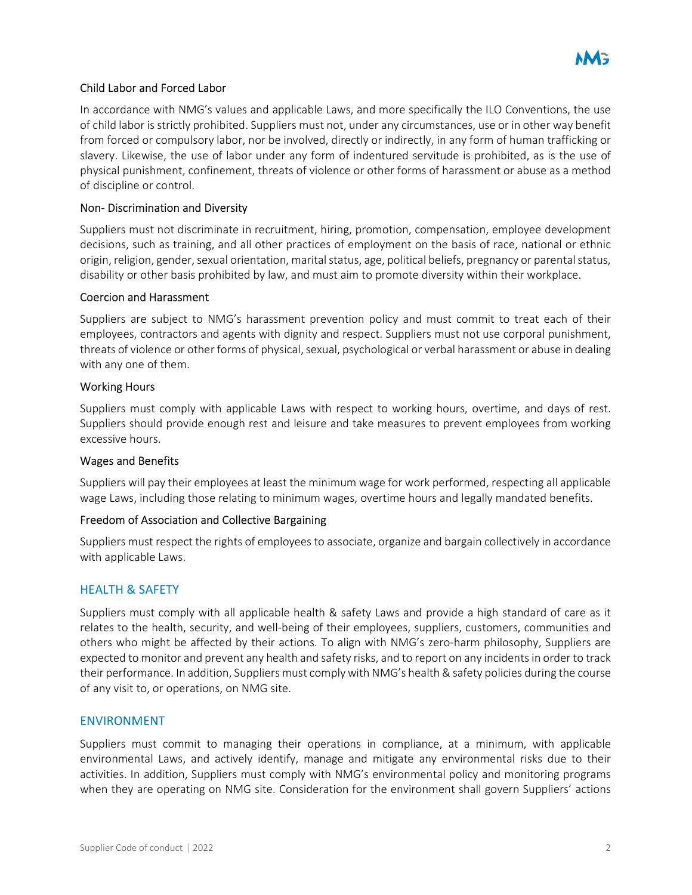### Child Labor and Forced Labor

In accordance with NMG's values and applicable Laws, and more specifically the ILO Conventions, the use of child labor is strictly prohibited. Suppliers must not, under any circumstances, use or in other way benefit from forced or compulsory labor, nor be involved, directly or indirectly, in any form of human trafficking or slavery. Likewise, the use of labor under any form of indentured servitude is prohibited, as is the use of physical punishment, confinement, threats of violence or other forms of harassment or abuse as a method of discipline or control.

### Non- Discrimination and Diversity

Suppliers must not discriminate in recruitment, hiring, promotion, compensation, employee development decisions, such as training, and all other practices of employment on the basis of race, national or ethnic origin, religion, gender, sexual orientation, marital status, age, political beliefs, pregnancy or parental status, disability or other basis prohibited by law, and must aim to promote diversity within their workplace.

### Coercion and Harassment

Suppliers are subject to NMG's harassment prevention policy and must commit to treat each of their employees, contractors and agents with dignity and respect. Suppliers must not use corporal punishment, threats of violence or other forms of physical, sexual, psychological or verbal harassment or abuse in dealing with any one of them.

### Working Hours

Suppliers must comply with applicable Laws with respect to working hours, overtime, and days of rest. Suppliers should provide enough rest and leisure and take measures to prevent employees from working excessive hours.

### Wages and Benefits

Suppliers will pay their employees at least the minimum wage for work performed, respecting all applicable wage Laws, including those relating to minimum wages, overtime hours and legally mandated benefits.

### Freedom of Association and Collective Bargaining

Suppliers must respect the rights of employees to associate, organize and bargain collectively in accordance with applicable Laws.

## HEALTH & SAFETY

Suppliers must comply with all applicable health & safety Laws and provide a high standard of care as it relates to the health, security, and well-being of their employees, suppliers, customers, communities and others who might be affected by their actions. To align with NMG's zero-harm philosophy, Suppliers are expected to monitor and prevent any health and safety risks, and to report on any incidents in order to track their performance. In addition, Suppliers must comply with NMG's health & safety policies during the course of any visit to, or operations, on NMG site.

## ENVIRONMENT

Suppliers must commit to managing their operations in compliance, at a minimum, with applicable environmental Laws, and actively identify, manage and mitigate any environmental risks due to their activities. In addition, Suppliers must comply with NMG's environmental policy and monitoring programs when they are operating on NMG site. Consideration for the environment shall govern Suppliers' actions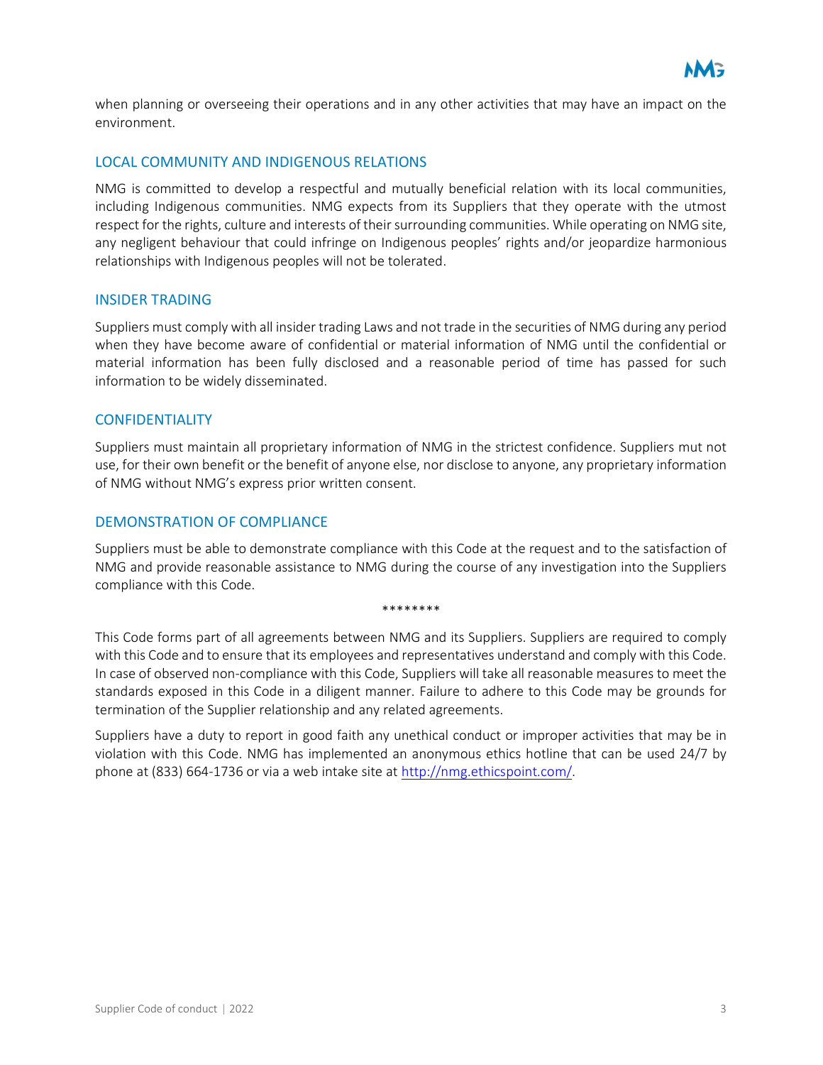when planning or overseeing their operations and in any other activities that may have an impact on the environment.

## LOCAL COMMUNITY AND INDIGENOUS RELATIONS

NMG is committed to develop a respectful and mutually beneficial relation with its local communities, including Indigenous communities. NMG expects from its Suppliers that they operate with the utmost respect for the rights, culture and interests of their surrounding communities. While operating on NMG site, any negligent behaviour that could infringe on Indigenous peoples' rights and/or jeopardize harmonious relationships with Indigenous peoples will not be tolerated.

## INSIDER TRADING

Suppliers must comply with all insider trading Laws and not trade in the securities of NMG during any period when they have become aware of confidential or material information of NMG until the confidential or material information has been fully disclosed and a reasonable period of time has passed for such information to be widely disseminated.

## CONFIDENTIALITY

Suppliers must maintain all proprietary information of NMG in the strictest confidence. Suppliers mut not use, for their own benefit or the benefit of anyone else, nor disclose to anyone, any proprietary information of NMG without NMG's express prior written consent.

## DEMONSTRATION OF COMPLIANCE

Suppliers must be able to demonstrate compliance with this Code at the request and to the satisfaction of NMG and provide reasonable assistance to NMG during the course of any investigation into the Suppliers compliance with this Code.

********

This Code forms part of all agreements between NMG and its Suppliers. Suppliers are required to comply with this Code and to ensure that its employees and representatives understand and comply with this Code. In case of observed non-compliance with this Code, Suppliers will take all reasonable measures to meet the standards exposed in this Code in a diligent manner. Failure to adhere to this Code may be grounds for termination of the Supplier relationship and any related agreements.

Suppliers have a duty to report in good faith any unethical conduct or improper activities that may be in violation with this Code. NMG has implemented an anonymous ethics hotline that can be used 24/7 by phone at (833) 664-1736 or via a web intake site at [http://nmg.ethicspoint.com/](http://nmg.ethicspoint.com/).